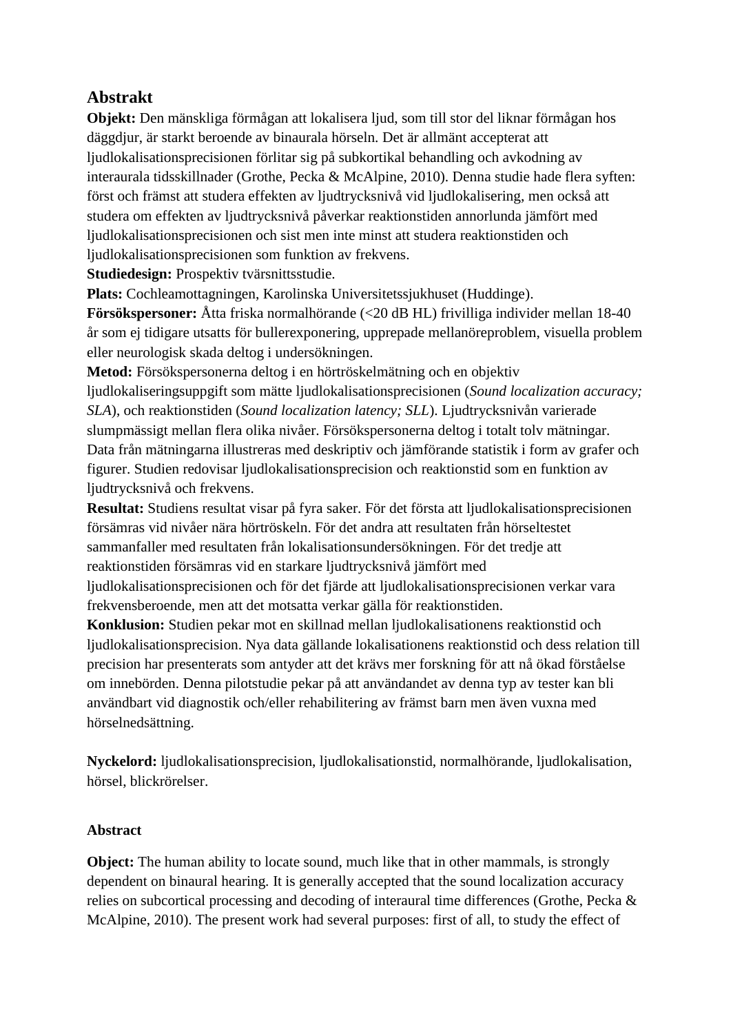## Abstrakt

**Objekt:** Den mänskliga förmågan att lokalisera ljud, som till stor del liknar förmågan hos däggdjur, är starkt beroende av binaurala hörseln. Det är allmänt accepterat att ljudlokalisationsprecisionen förlitar sig på subkortikal behandling och avkodning av interaurala tidsskillnader (Grothe, Pecka & McAlpine, 2010). Denna studie hade flera syften: först och främst att studera effekten av ljudtrycksnivå vid ljudlokalisering, men också att studera om effekten av ljudtrycksnivå påverkar reaktionstiden annorlunda jämfört med ljudlokalisationsprecisionen och sist men inte minst att studera reaktionstiden och ljudlokalisationsprecisionen som funktion av frekvens.
**Studiedesign:** Prospektiv tvärsnittsstudie.
**Plats:** Cochleamottagningen, Karolinska Universitetssjukhuset (Huddinge).
**Försökspersoner:** Åtta friska normalhörande (<20 dB HL) frivilliga individer mellan 18-40 år som ej tidigare utsatts för bullerexponering, upprepade mellanöreproblem, visuella problem eller neurologisk skada deltog i undersökningen.
**Metod:** Försökspersonerna deltog i en hörtröskelmätning och en objektiv ljudlokaliseringsuppgift som mätte ljudlokalisationsprecisionen (*Sound localization accuracy; SLA*), och reaktionstiden (*Sound localization latency; SLL*). Ljudtrycksnivån varierade slumpmässigt mellan flera olika nivåer. Försökspersonerna deltog i totalt tolv mätningar. Data från mätningarna illustreras med deskriptiv och jämförande statistik i form av grafer och figurer. Studien redovisar ljudlokalisationsprecision och reaktionstid som en funktion av ljudtrycksnivå och frekvens.
**Resultat:** Studiens resultat visar på fyra saker. För det första att ljudlokalisationsprecisionen försämras vid nivåer nära hörtröskeln. För det andra att resultaten från hörseltestet sammanfaller med resultaten från lokalisationsundersökningen. För det tredje att reaktionstiden försämras vid en starkare ljudtrycksnivå jämfört med ljudlokalisationsprecisionen och för det fjärde att ljudlokalisationsprecisionen verkar vara frekvensberoende, men att det motsatta verkar gälla för reaktionstiden.
**Konklusion:** Studien pekar mot en skillnad mellan ljudlokalisationens reaktionstid och ljudlokalisationsprecision. Nya data gällande lokalisationens reaktionstid och dess relation till precision har presenterats som antyder att det krävs mer forskning för att nå ökad förståelse om innebörden. Denna pilotstudie pekar på att användandet av denna typ av tester kan bli användbart vid diagnostik och/eller rehabilitering av främst barn men även vuxna med hörselnedsättning.

**Nyckelord:** ljudlokalisationsprecision, ljudlokalisationstid, normalhörande, ljudlokalisation, hörsel, blickrörelser.

**Abstract**

**Object:** The human ability to locate sound, much like that in other mammals, is strongly dependent on binaural hearing. It is generally accepted that the sound localization accuracy relies on subcortical processing and decoding of interaural time differences (Grothe, Pecka & McAlpine, 2010). The present work had several purposes: first of all, to study the effect of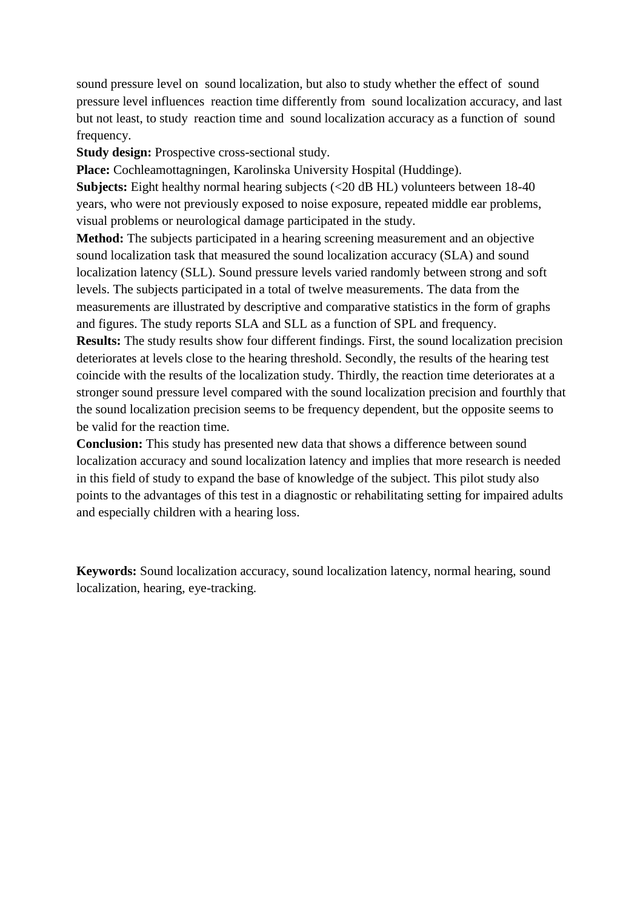sound pressure level on sound localization, but also to study whether the effect of sound pressure level influences reaction time differently from sound localization accuracy, and last but not least, to study reaction time and sound localization accuracy as a function of sound frequency.

**Study design:** Prospective cross-sectional study.

**Place:** Cochleamottagningen, Karolinska University Hospital (Huddinge).

**Subjects:** Eight healthy normal hearing subjects (<20 dB HL) volunteers between 18-40 years, who were not previously exposed to noise exposure, repeated middle ear problems, visual problems or neurological damage participated in the study.

**Method:** The subjects participated in a hearing screening measurement and an objective sound localization task that measured the sound localization accuracy (SLA) and sound localization latency (SLL). Sound pressure levels varied randomly between strong and soft levels. The subjects participated in a total of twelve measurements. The data from the measurements are illustrated by descriptive and comparative statistics in the form of graphs and figures. The study reports SLA and SLL as a function of SPL and frequency.

**Results:** The study results show four different findings. First, the sound localization precision deteriorates at levels close to the hearing threshold. Secondly, the results of the hearing test coincide with the results of the localization study. Thirdly, the reaction time deteriorates at a stronger sound pressure level compared with the sound localization precision and fourthly that the sound localization precision seems to be frequency dependent, but the opposite seems to be valid for the reaction time.

**Conclusion:** This study has presented new data that shows a difference between sound localization accuracy and sound localization latency and implies that more research is needed in this field of study to expand the base of knowledge of the subject. This pilot study also points to the advantages of this test in a diagnostic or rehabilitating setting for impaired adults and especially children with a hearing loss.

**Keywords:** Sound localization accuracy, sound localization latency, normal hearing, sound localization, hearing, eye-tracking.